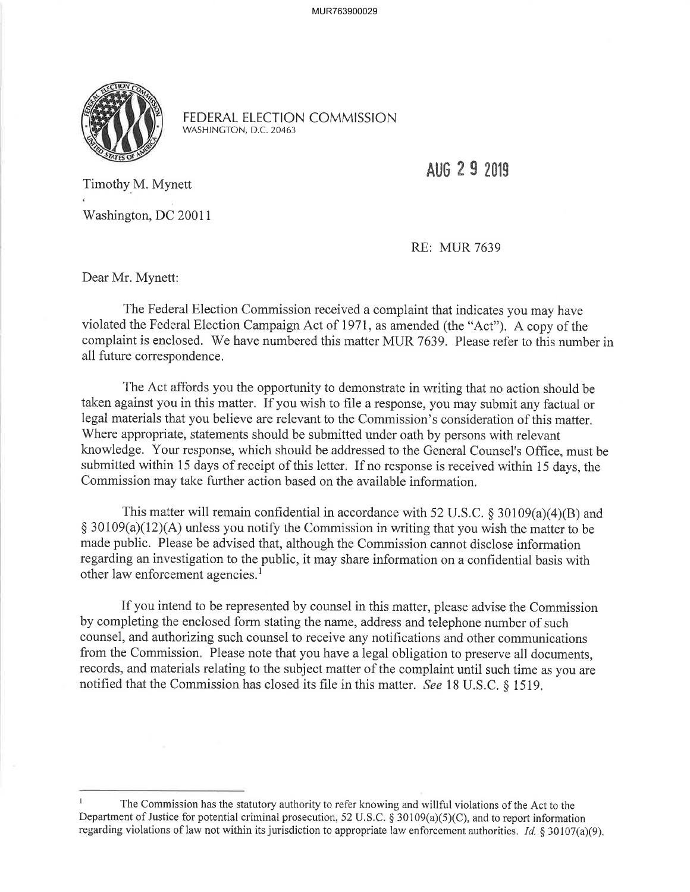FEDERAL ELECTION COMMISSION
WASHINGTON, D.C. 20463

AUG 29 2019

Timothy M. Mynett

Washington, DC 20011

RE: MUR 7639

Dear Mr. Mynett:

The Federal Election Commission received a complaint that indicates you may have violated the Federal Election Campaign Act of 1971, as amended (the "Act"). A copy of the complaint is enclosed. We have numbered this matter MUR 7639. Please refer to this number in all future correspondence.

The Act affords you the opportunity to demonstrate in writing that no action should be taken against you in this matter. If you wish to file a response, you may submit any factual or legal materials that you believe are relevant to the Commission's consideration of this matter. Where appropriate, statements should be submitted under oath by persons with relevant knowledge. Your response, which should be addressed to the General Counsel's Office, must be submitted within 15 days of receipt of this letter. If no response is received within 15 days, the Commission may take further action based on the available information.

This matter will remain confidential in accordance with 52 U.S.C. § 30109(a)(4)(B) and § 30109(a)(12)(A) unless you notify the Commission in writing that you wish the matter to be made public. Please be advised that, although the Commission cannot disclose information regarding an investigation to the public, it may share information on a confidential basis with other law enforcement agencies.[1]

If you intend to be represented by counsel in this matter, please advise the Commission by completing the enclosed form stating the name, address and telephone number of such counsel, and authorizing such counsel to receive any notifications and other communications from the Commission. Please note that you have a legal obligation to preserve all documents, records, and materials relating to the subject matter of the complaint until such time as you are notified that the Commission has closed its file in this matter. *See* 18 U.S.C. § 1519.

[1] The Commission has the statutory authority to refer knowing and willful violations of the Act to the Department of Justice for potential criminal prosecution, 52 U.S.C. § 30109(a)(5)(C), and to report information regarding violations of law not within its jurisdiction to appropriate law enforcement authorities. *Id.* § 30107(a)(9).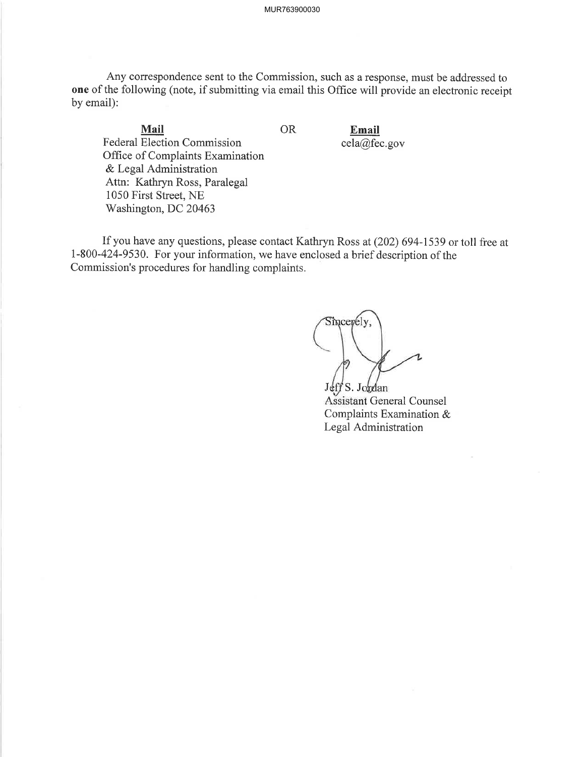Any correspondence sent to the Commission, such as a response, must be addressed to **one** of the following (note, if submitting via email this Office will provide an electronic receipt by email):

| **Mail** | OR | **Email** |
|---|---|---|
| Federal Election Commission<br>Office of Complaints Examination<br>& Legal Administration<br>Attn: Kathryn Ross, Paralegal<br>1050 First Street, NE<br>Washington, DC 20463 | | cela@fec.gov |

If you have any questions, please contact Kathryn Ross at (202) 694-1539 or toll free at 1-800-424-9530. For your information, we have enclosed a brief description of the Commission's procedures for handling complaints.

Sincerely,

Jeff S. Jordan
Assistant General Counsel
Complaints Examination &
Legal Administration